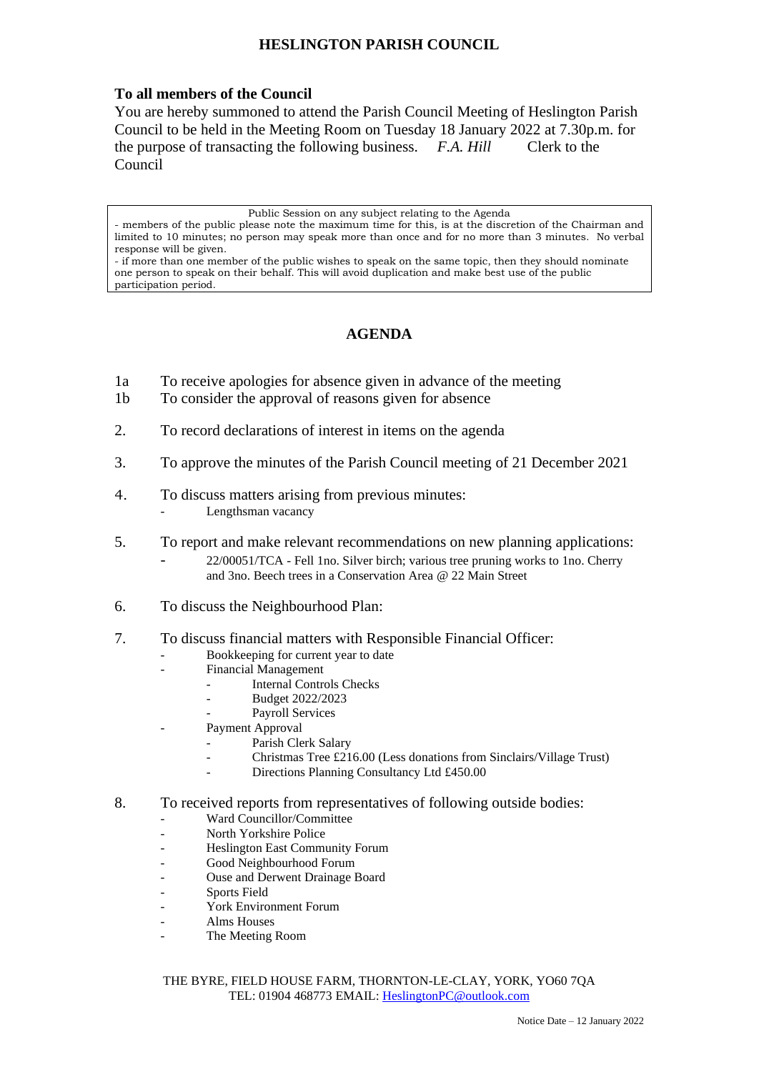# HESLINGTON PARISH COUNCIL

**To all members of the Council**

You are hereby summoned to attend the Parish Council Meeting of Heslington Parish Council to be held in the Meeting Room on Tuesday 18 January 2022 at 7.30p.m. for the purpose of transacting the following business. *F.A. Hill* Clerk to the Council

> Public Session on any subject relating to the Agenda
> - members of the public please note the maximum time for this, is at the discretion of the Chairman and limited to 10 minutes; no person may speak more than once and for no more than 3 minutes. No verbal response will be given.
> - if more than one member of the public wishes to speak on the same topic, then they should nominate one person to speak on their behalf. This will avoid duplication and make best use of the public participation period.

## AGENDA

1a To receive apologies for absence given in advance of the meeting

1b To consider the approval of reasons given for absence

2. To record declarations of interest in items on the agenda

3. To approve the minutes of the Parish Council meeting of 21 December 2021

4. To discuss matters arising from previous minutes:
   - Lengthsman vacancy

5. To report and make relevant recommendations on new planning applications:
   - 22/00051/TCA - Fell 1no. Silver birch; various tree pruning works to 1no. Cherry and 3no. Beech trees in a Conservation Area @ 22 Main Street

6. To discuss the Neighbourhood Plan:

7. To discuss financial matters with Responsible Financial Officer:
   - Bookkeeping for current year to date
   - Financial Management
     - Internal Controls Checks
     - Budget 2022/2023
     - Payroll Services
   - Payment Approval
     - Parish Clerk Salary
     - Christmas Tree £216.00 (Less donations from Sinclairs/Village Trust)
     - Directions Planning Consultancy Ltd £450.00

8. To received reports from representatives of following outside bodies:
   - Ward Councillor/Committee
   - North Yorkshire Police
   - Heslington East Community Forum
   - Good Neighbourhood Forum
   - Ouse and Derwent Drainage Board
   - Sports Field
   - York Environment Forum
   - Alms Houses
   - The Meeting Room

THE BYRE, FIELD HOUSE FARM, THORNTON-LE-CLAY, YORK, YO60 7QA
TEL: 01904 468773 EMAIL: HeslingtonPC@outlook.com

Notice Date – 12 January 2022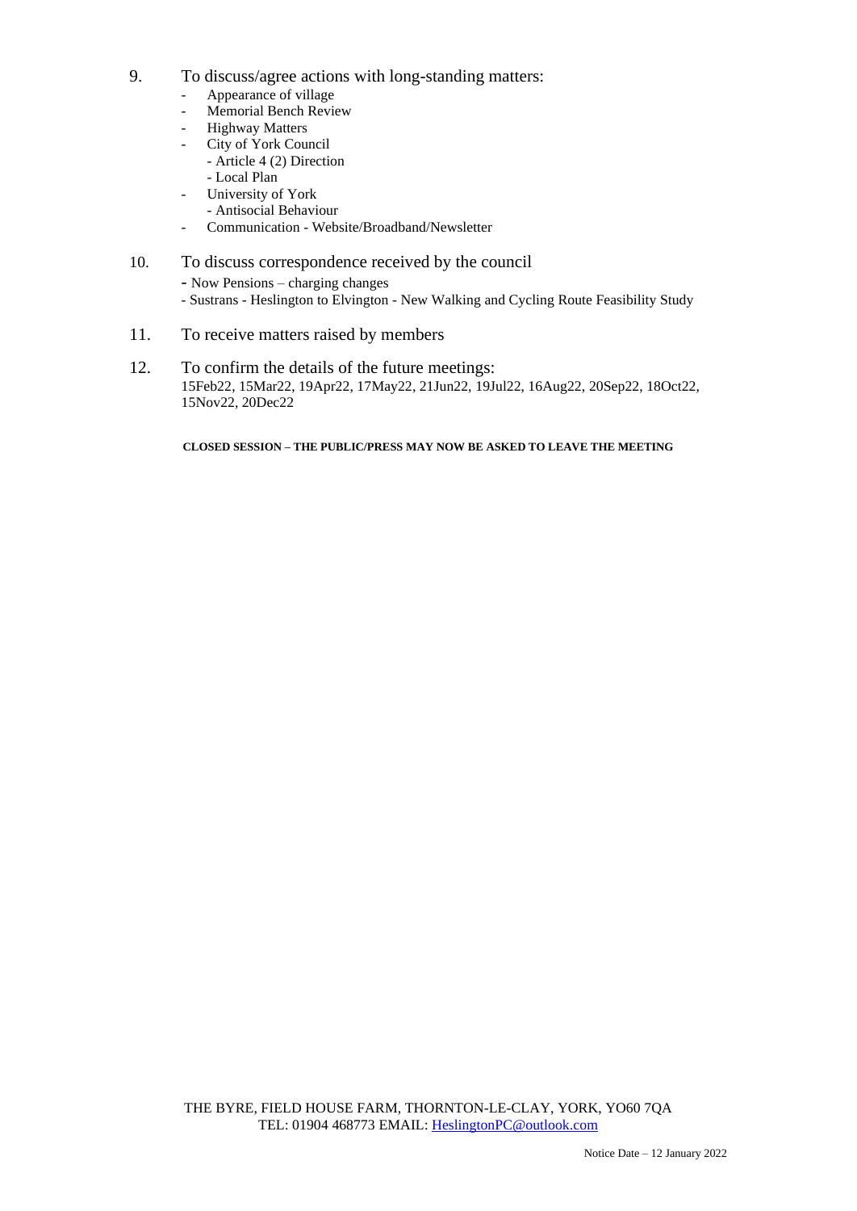9. To discuss/agree actions with long-standing matters:
   - Appearance of village
   - Memorial Bench Review
   - Highway Matters
   - City of York Council
     - Article 4 (2) Direction
     - Local Plan
   - University of York
     - Antisocial Behaviour
   - Communication - Website/Broadband/Newsletter

10. To discuss correspondence received by the council
    - Now Pensions – charging changes
    - Sustrans - Heslington to Elvington - New Walking and Cycling Route Feasibility Study

11. To receive matters raised by members

12. To confirm the details of the future meetings:
    15Feb22, 15Mar22, 19Apr22, 17May22, 21Jun22, 19Jul22, 16Aug22, 20Sep22, 18Oct22, 15Nov22, 20Dec22

**CLOSED SESSION – THE PUBLIC/PRESS MAY NOW BE ASKED TO LEAVE THE MEETING**

THE BYRE, FIELD HOUSE FARM, THORNTON-LE-CLAY, YORK, YO60 7QA
TEL: 01904 468773 EMAIL: HeslingtonPC@outlook.com

Notice Date – 12 January 2022